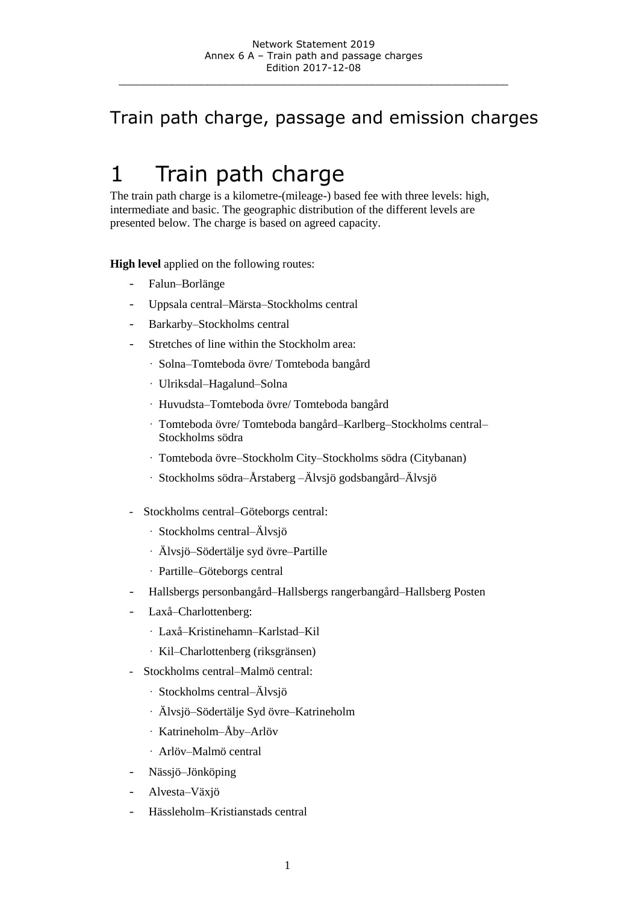# Train path charge, passage and emission charges

# 1 Train path charge

The train path charge is a kilometre-(mileage-) based fee with three levels: high, intermediate and basic. The geographic distribution of the different levels are presented below. The charge is based on agreed capacity.

**High level** applied on the following routes:

- Falun–Borlänge
- Uppsala central–Märsta–Stockholms central
- Barkarby–Stockholms central
- Stretches of line within the Stockholm area:
  - Solna–Tomteboda övre/ Tomteboda bangård
  - Ulriksdal–Hagalund–Solna
  - Huvudsta–Tomteboda övre/ Tomteboda bangård
  - Tomteboda övre/ Tomteboda bangård–Karlberg–Stockholms central–Stockholms södra
  - Tomteboda övre–Stockholm City–Stockholms södra (Citybanan)
  - Stockholms södra–Årstaberg –Älvsjö godsbangård–Älvsjö
- Stockholms central–Göteborgs central:
  - Stockholms central–Älvsjö
  - Älvsjö–Södertälje syd övre–Partille
  - Partille–Göteborgs central
- Hallsbergs personbangård–Hallsbergs rangerbangård–Hallsberg Posten
- Laxå–Charlottenberg:
  - Laxå–Kristinehamn–Karlstad–Kil
  - Kil–Charlottenberg (riksgränsen)
- Stockholms central–Malmö central:
  - Stockholms central–Älvsjö
  - Älvsjö–Södertälje Syd övre–Katrineholm
  - Katrineholm–Åby–Arlöv
  - Arlöv–Malmö central
- Nässjö–Jönköping
- Alvesta–Växjö
- Hässleholm–Kristianstads central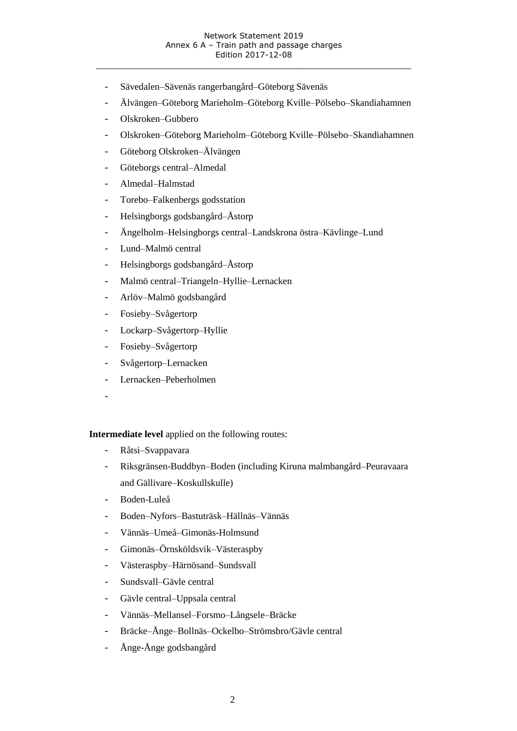- Sävedalen–Sävenäs rangerbangård–Göteborg Sävenäs
- Älvängen–Göteborg Marieholm–Göteborg Kville–Pölsebo–Skandiahamnen
- Olskroken–Gubbero
- Olskroken–Göteborg Marieholm–Göteborg Kville–Pölsebo–Skandiahamnen
- Göteborg Olskroken–Älvängen
- Göteborgs central–Almedal
- Almedal–Halmstad
- Torebo–Falkenbergs godsstation
- Helsingborgs godsbangård–Åstorp
- Ängelholm–Helsingborgs central–Landskrona östra–Kävlinge–Lund
- Lund–Malmö central
- Helsingborgs godsbangård–Åstorp
- Malmö central–Triangeln–Hyllie–Lernacken
- Arlöv–Malmö godsbangård
- Fosieby–Svågertorp
- Lockarp–Svågertorp–Hyllie
- Fosieby–Svågertorp
- Svågertorp–Lernacken
- Lernacken–Peberholmen
-

**Intermediate level** applied on the following routes:

- Råtsi–Svappavara
- Riksgränsen-Buddbyn–Boden (including Kiruna malmbangård–Peuravaara and Gällivare–Koskullskulle)
- Boden-Luleå
- Boden–Nyfors–Bastuträsk–Hällnäs–Vännäs
- Vännäs–Umeå–Gimonäs-Holmsund
- Gimonäs–Örnsköldsvik–Västeraspby
- Västeraspby–Härnösand–Sundsvall
- Sundsvall–Gävle central
- Gävle central–Uppsala central
- Vännäs–Mellansel–Forsmo–Långsele–Bräcke
- Bräcke–Ånge–Bollnäs–Ockelbo–Strömsbro/Gävle central
- Ånge-Ånge godsbangård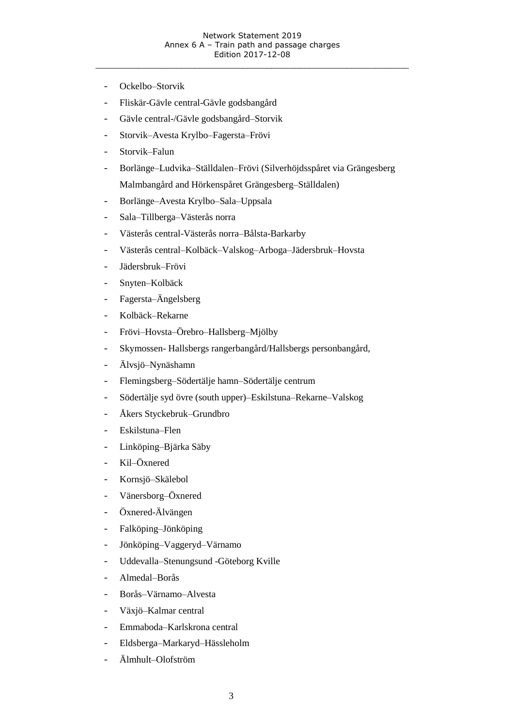- Ockelbo–Storvik
- Fliskär-Gävle central-Gävle godsbangård
- Gävle central-/Gävle godsbangård–Storvik
- Storvik–Avesta Krylbo–Fagersta–Frövi
- Storvik–Falun
- Borlänge–Ludvika–Ställdalen–Frövi (Silverhöjdsspåret via Grängesberg Malmbangård and Hörkenspåret Grängesberg–Ställdalen)
- Borlänge–Avesta Krylbo–Sala–Uppsala
- Sala–Tillberga–Västerås norra
- Västerås central-Västerås norra–Bålsta-Barkarby
- Västerås central–Kolbäck–Valskog–Arboga–Jädersbruk–Hovsta
- Jädersbruk–Frövi
- Snyten–Kolbäck
- Fagersta–Ängelsberg
- Kolbäck–Rekarne
- Frövi–Hovsta–Örebro–Hallsberg–Mjölby
- Skymossen- Hallsbergs rangerbangård/Hallsbergs personbangård,
- Älvsjö–Nynäshamn
- Flemingsberg–Södertälje hamn–Södertälje centrum
- Södertälje syd övre (south upper)–Eskilstuna–Rekarne–Valskog
- Åkers Styckebruk–Grundbro
- Eskilstuna–Flen
- Linköping–Bjärka Säby
- Kil–Öxnered
- Kornsjö–Skälebol
- Vänersborg–Öxnered
- Öxnered-Älvängen
- Falköping–Jönköping
- Jönköping–Vaggeryd–Värnamo
- Uddevalla–Stenungsund -Göteborg Kville
- Almedal–Borås
- Borås–Värnamo–Alvesta
- Växjö–Kalmar central
- Emmaboda–Karlskrona central
- Eldsberga–Markaryd–Hässleholm
- Älmhult–Olofström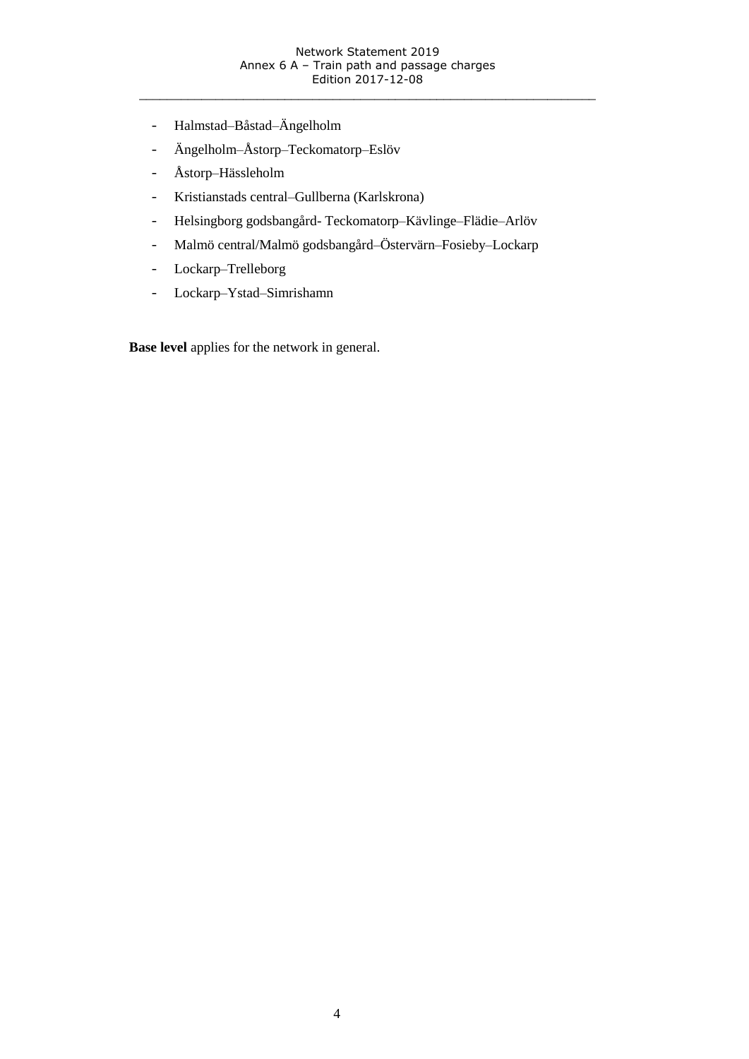- Halmstad–Båstad–Ängelholm
- Ängelholm–Åstorp–Teckomatorp–Eslöv
- Åstorp–Hässleholm
- Kristianstads central–Gullberna (Karlskrona)
- Helsingborg godsbangård- Teckomatorp–Kävlinge–Flädie–Arlöv
- Malmö central/Malmö godsbangård–Östervärn–Fosieby–Lockarp
- Lockarp–Trelleborg
- Lockarp–Ystad–Simrishamn

**Base level** applies for the network in general.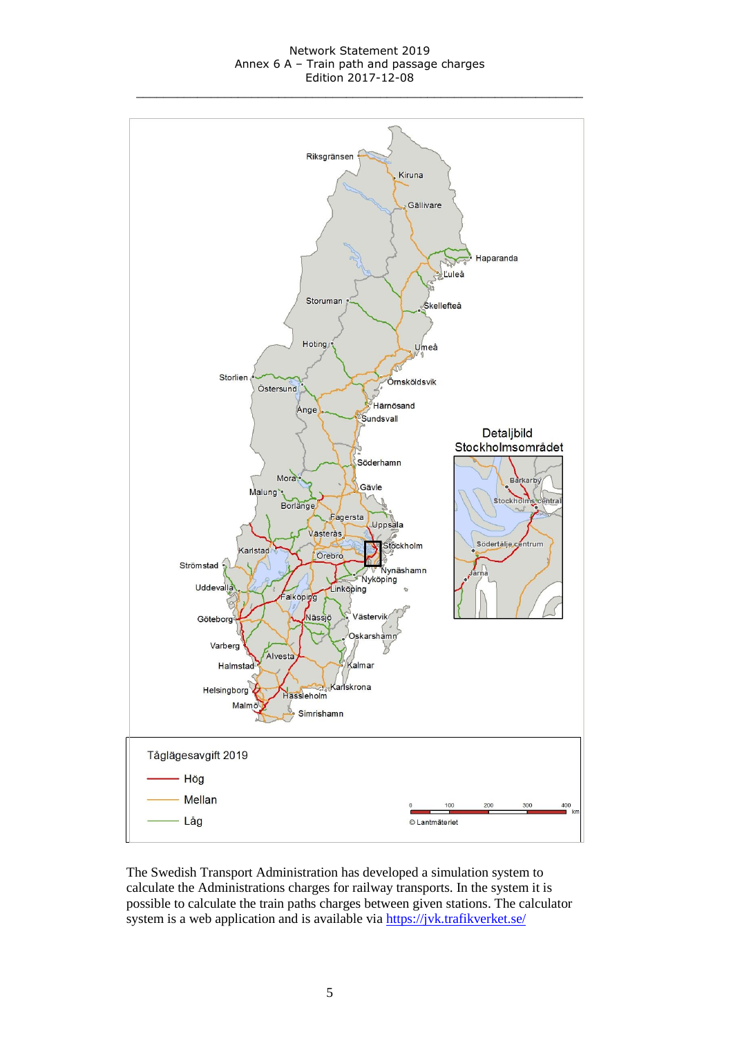Tåglägesavgift 2019

- Hög
- Mellan
- Låg

© Lantmäteriet

The Swedish Transport Administration has developed a simulation system to calculate the Administrations charges for railway transports. In the system it is possible to calculate the train paths charges between given stations. The calculator system is a web application and is available via [https://jvk.trafikverket.se/](https://jvk.trafikverket.se/)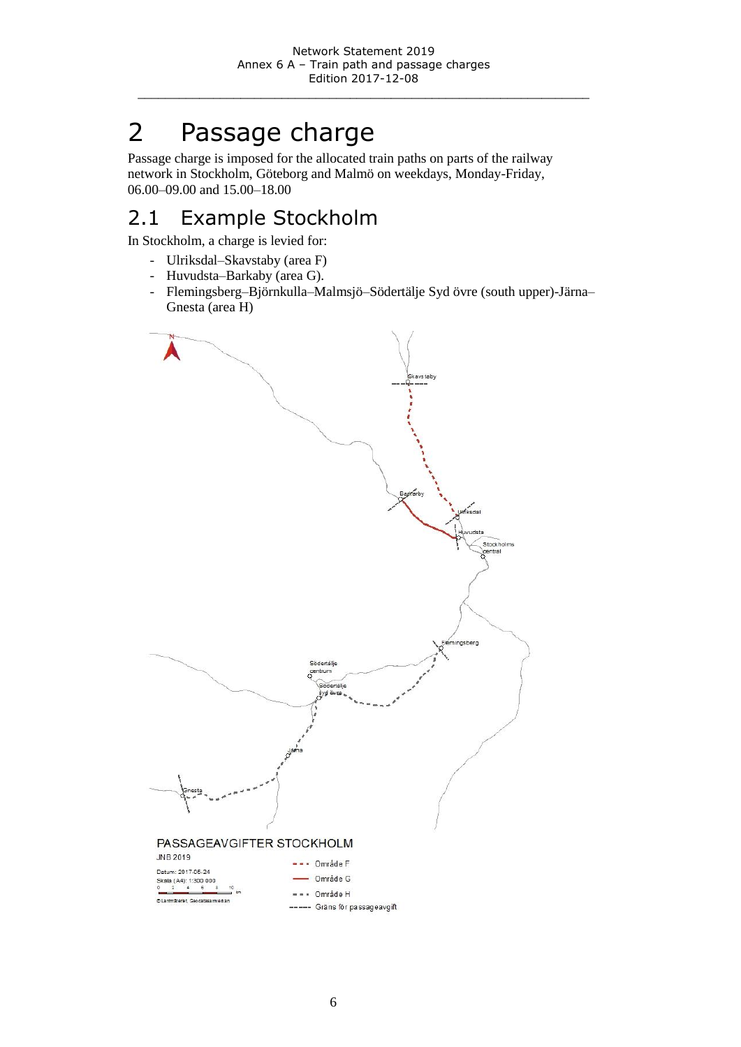# 2 Passage charge

Passage charge is imposed for the allocated train paths on parts of the railway network in Stockholm, Göteborg and Malmö on weekdays, Monday-Friday, 06.00–09.00 and 15.00–18.00

## 2.1 Example Stockholm

In Stockholm, a charge is levied for:

- Ulriksdal–Skavstaby (area F)
- Huvudsta–Barkaby (area G).
- Flemingsberg–Björnkulla–Malmsjö–Södertälje Syd övre (south upper)-Järna–Gnesta (area H)

PASSAGEAVGIFTER STOCKHOLM

JNB 2019

Datum: 2017-05-24

Skala (A4): 1:300 000

© Lantmäteriet, Geodatasamverkan

- Område F
- Område G
- Område H
- Gräns för passageavgift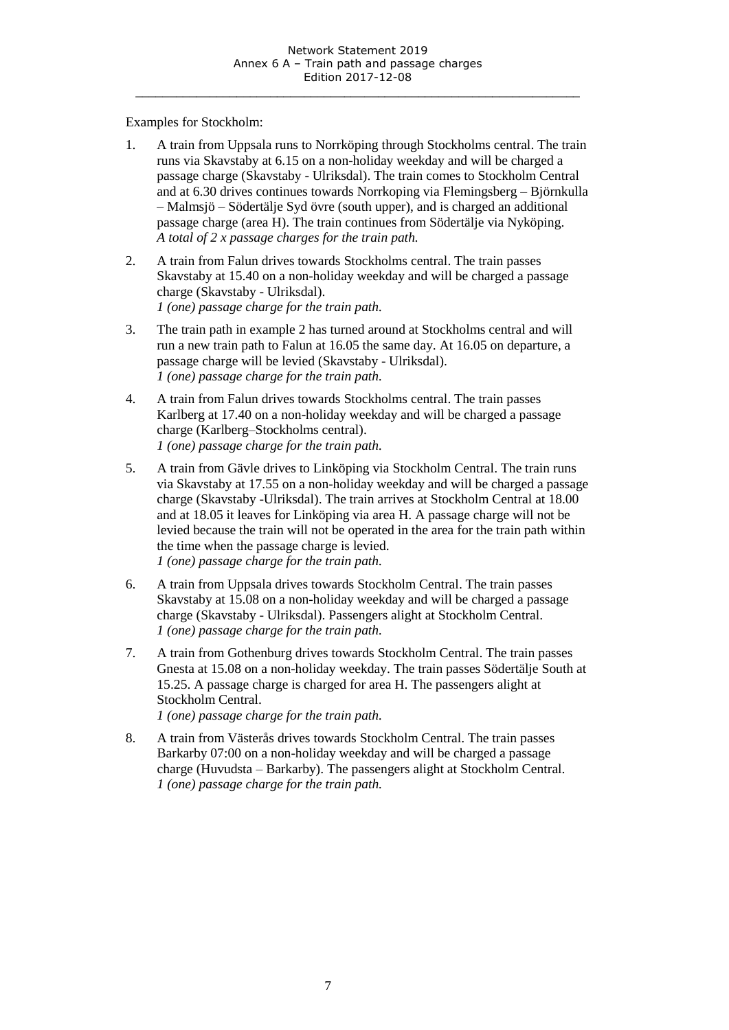Examples for Stockholm:

1. A train from Uppsala runs to Norrköping through Stockholms central. The train runs via Skavstaby at 6.15 on a non-holiday weekday and will be charged a passage charge (Skavstaby - Ulriksdal). The train comes to Stockholm Central and at 6.30 drives continues towards Norrkoping via Flemingsberg – Björnkulla – Malmsjö – Södertälje Syd övre (south upper), and is charged an additional passage charge (area H). The train continues from Södertälje via Nyköping.
*A total of 2 x passage charges for the train path.*

2. A train from Falun drives towards Stockholms central. The train passes Skavstaby at 15.40 on a non-holiday weekday and will be charged a passage charge (Skavstaby - Ulriksdal).
*1 (one) passage charge for the train path.*

3. The train path in example 2 has turned around at Stockholms central and will run a new train path to Falun at 16.05 the same day. At 16.05 on departure, a passage charge will be levied (Skavstaby - Ulriksdal).
*1 (one) passage charge for the train path.*

4. A train from Falun drives towards Stockholms central. The train passes Karlberg at 17.40 on a non-holiday weekday and will be charged a passage charge (Karlberg–Stockholms central).
*1 (one) passage charge for the train path.*

5. A train from Gävle drives to Linköping via Stockholm Central. The train runs via Skavstaby at 17.55 on a non-holiday weekday and will be charged a passage charge (Skavstaby -Ulriksdal). The train arrives at Stockholm Central at 18.00 and at 18.05 it leaves for Linköping via area H. A passage charge will not be levied because the train will not be operated in the area for the train path within the time when the passage charge is levied.
*1 (one) passage charge for the train path.*

6. A train from Uppsala drives towards Stockholm Central. The train passes Skavstaby at 15.08 on a non-holiday weekday and will be charged a passage charge (Skavstaby - Ulriksdal). Passengers alight at Stockholm Central.
*1 (one) passage charge for the train path.*

7. A train from Gothenburg drives towards Stockholm Central. The train passes Gnesta at 15.08 on a non-holiday weekday. The train passes Södertälje South at 15.25. A passage charge is charged for area H. The passengers alight at Stockholm Central.
*1 (one) passage charge for the train path.*

8. A train from Västerås drives towards Stockholm Central. The train passes Barkarby 07:00 on a non-holiday weekday and will be charged a passage charge (Huvudsta – Barkarby). The passengers alight at Stockholm Central.
*1 (one) passage charge for the train path.*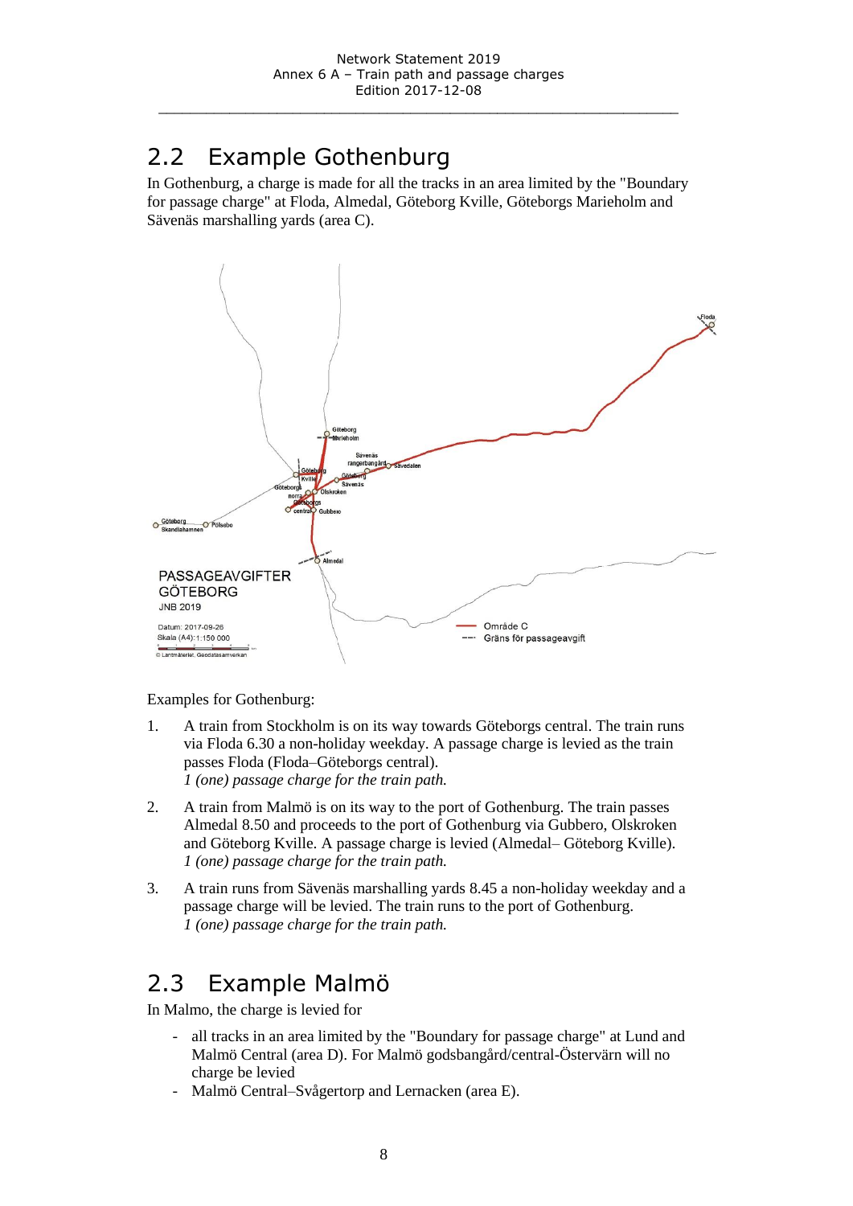## 2.2 Example Gothenburg

In Gothenburg, a charge is made for all the tracks in an area limited by the "Boundary for passage charge" at Floda, Almedal, Göteborg Kville, Göteborgs Marieholm and Sävenäs marshalling yards (area C).

Examples for Gothenburg:

1. A train from Stockholm is on its way towards Göteborgs central. The train runs via Floda 6.30 a non-holiday weekday. A passage charge is levied as the train passes Floda (Floda–Göteborgs central).
   *1 (one) passage charge for the train path.*

2. A train from Malmö is on its way to the port of Gothenburg. The train passes Almedal 8.50 and proceeds to the port of Gothenburg via Gubbero, Olskroken and Göteborg Kville. A passage charge is levied (Almedal– Göteborg Kville).
   *1 (one) passage charge for the train path.*

3. A train runs from Sävenäs marshalling yards 8.45 a non-holiday weekday and a passage charge will be levied. The train runs to the port of Gothenburg.
   *1 (one) passage charge for the train path.*

## 2.3 Example Malmö

In Malmo, the charge is levied for

- all tracks in an area limited by the "Boundary for passage charge" at Lund and Malmö Central (area D). For Malmö godsbangård/central-Östervärn will no charge be levied
- Malmö Central–Svågertorp and Lernacken (area E).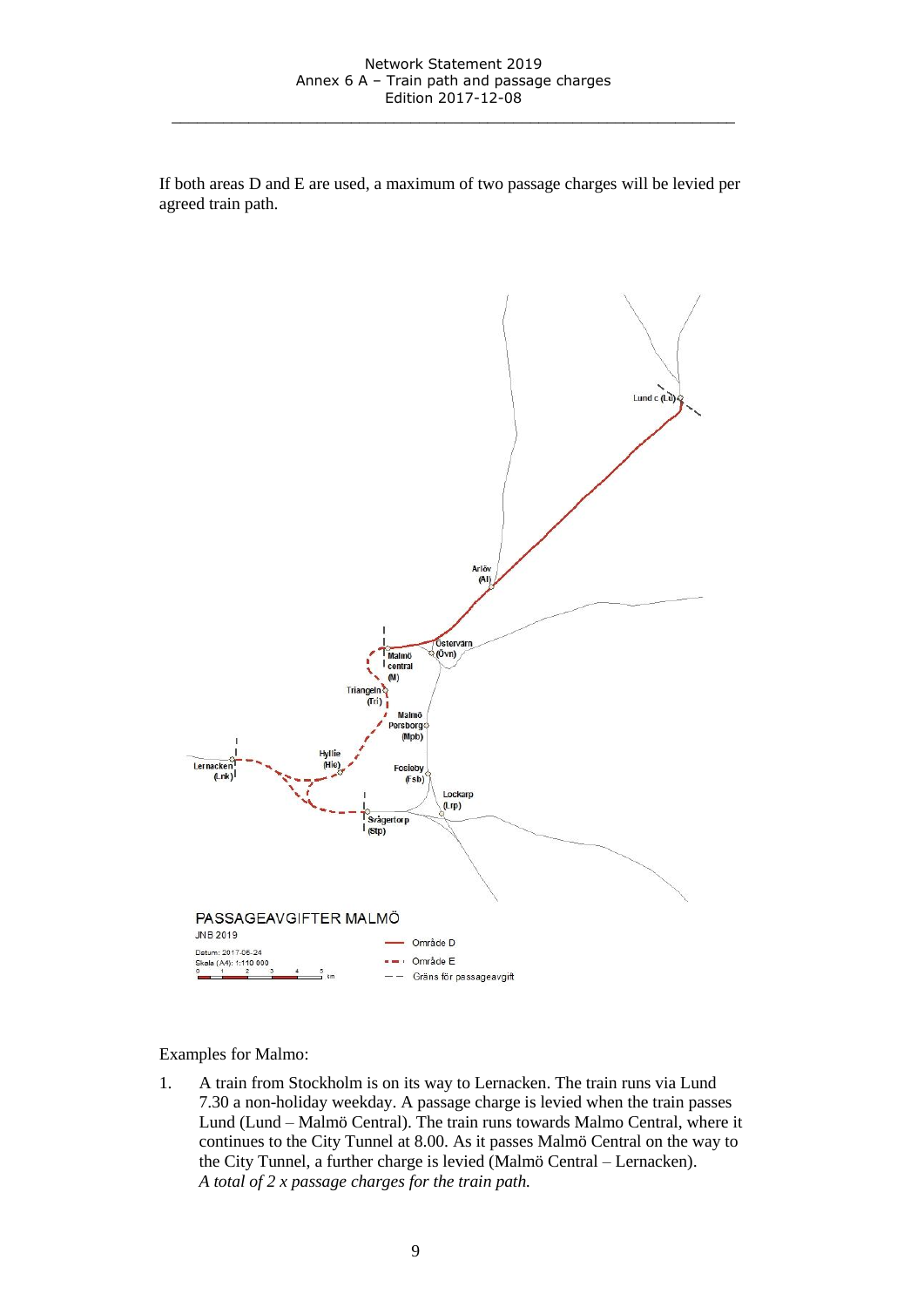If both areas D and E are used, a maximum of two passage charges will be levied per agreed train path.

PASSAGEAVGIFTER MALMÖ

JNB 2019

Datum: 2017-05-24
Skala (A4): 1:110 000

Område D
Område E
Gräns för passageavgift

Examples for Malmo:

1. A train from Stockholm is on its way to Lernacken. The train runs via Lund 7.30 a non-holiday weekday. A passage charge is levied when the train passes Lund (Lund – Malmö Central). The train runs towards Malmo Central, where it continues to the City Tunnel at 8.00. As it passes Malmö Central on the way to the City Tunnel, a further charge is levied (Malmö Central – Lernacken).
   *A total of 2 x passage charges for the train path.*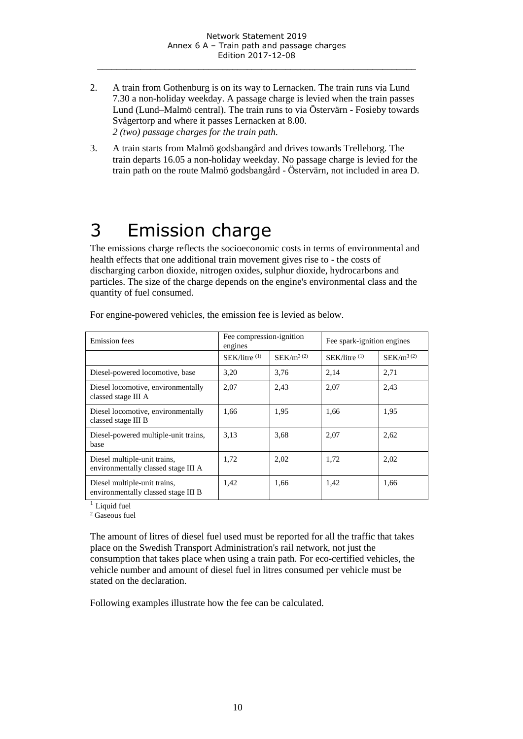2. A train from Gothenburg is on its way to Lernacken. The train runs via Lund 7.30 a non-holiday weekday. A passage charge is levied when the train passes Lund (Lund–Malmö central). The train runs to via Östervärn - Fosieby towards Svågertorp and where it passes Lernacken at 8.00.
   *2 (two) passage charges for the train path.*
3. A train starts from Malmö godsbangård and drives towards Trelleborg. The train departs 16.05 a non-holiday weekday. No passage charge is levied for the train path on the route Malmö godsbangård - Östervärn, not included in area D.

# 3 Emission charge

The emissions charge reflects the socioeconomic costs in terms of environmental and health effects that one additional train movement gives rise to - the costs of discharging carbon dioxide, nitrogen oxides, sulphur dioxide, hydrocarbons and particles. The size of the charge depends on the engine's environmental class and the quantity of fuel consumed.

For engine-powered vehicles, the emission fee is levied as below.

| Emission fees | Fee compression-ignition engines | | Fee spark-ignition engines | |
|---|---|---|---|---|
| | SEK/litre [1] | SEK/$m^3$ [2] | SEK/litre [1] | SEK/$m^3$ [2] |
| Diesel-powered locomotive, base | 3,20 | 3,76 | 2,14 | 2,71 |
| Diesel locomotive, environmentally classed stage III A | 2,07 | 2,43 | 2,07 | 2,43 |
| Diesel locomotive, environmentally classed stage III B | 1,66 | 1,95 | 1,66 | 1,95 |
| Diesel-powered multiple-unit trains, base | 3,13 | 3,68 | 2,07 | 2,62 |
| Diesel multiple-unit trains, environmentally classed stage III A | 1,72 | 2,02 | 1,72 | 2,02 |
| Diesel multiple-unit trains, environmentally classed stage III B | 1,42 | 1,66 | 1,42 | 1,66 |

[1] Liquid fuel
[2] Gaseous fuel

The amount of litres of diesel fuel used must be reported for all the traffic that takes place on the Swedish Transport Administration's rail network, not just the consumption that takes place when using a train path. For eco-certified vehicles, the vehicle number and amount of diesel fuel in litres consumed per vehicle must be stated on the declaration.

Following examples illustrate how the fee can be calculated.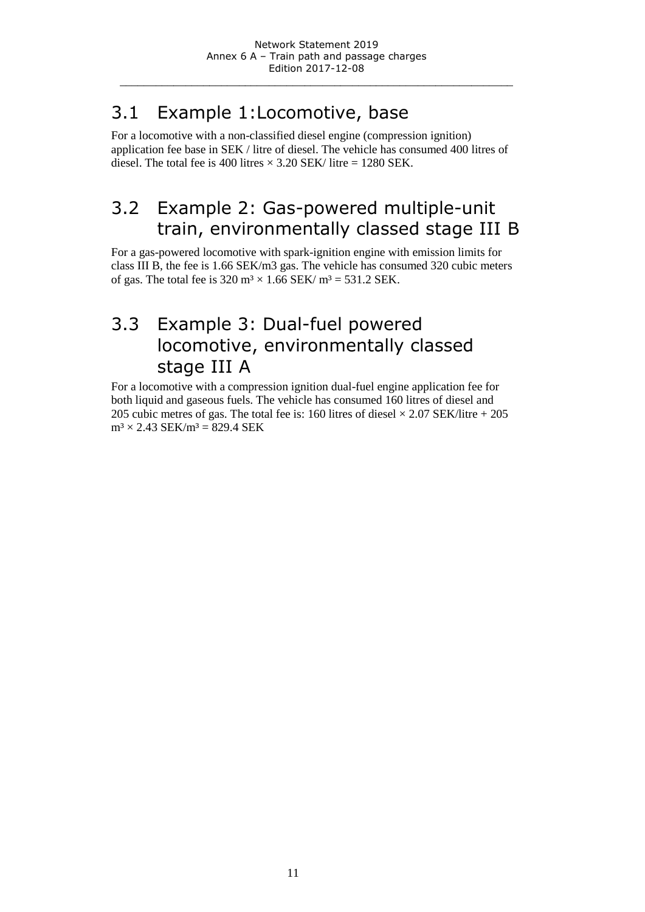## 3.1 Example 1:Locomotive, base

For a locomotive with a non-classified diesel engine (compression ignition) application fee base in SEK / litre of diesel. The vehicle has consumed 400 litres of diesel. The total fee is 400 litres × 3.20 SEK/ litre = 1280 SEK.

## 3.2 Example 2: Gas-powered multiple-unit train, environmentally classed stage III B

For a gas-powered locomotive with spark-ignition engine with emission limits for class III B, the fee is 1.66 SEK/m3 gas. The vehicle has consumed 320 cubic meters of gas. The total fee is 320 $m^3$ × 1.66 SEK/ $m^3$ = 531.2 SEK.

## 3.3 Example 3: Dual-fuel powered locomotive, environmentally classed stage III A

For a locomotive with a compression ignition dual-fuel engine application fee for both liquid and gaseous fuels. The vehicle has consumed 160 litres of diesel and 205 cubic metres of gas. The total fee is: 160 litres of diesel × 2.07 SEK/litre + 205 $m^3$ × 2.43 SEK/$m^3$ = 829.4 SEK